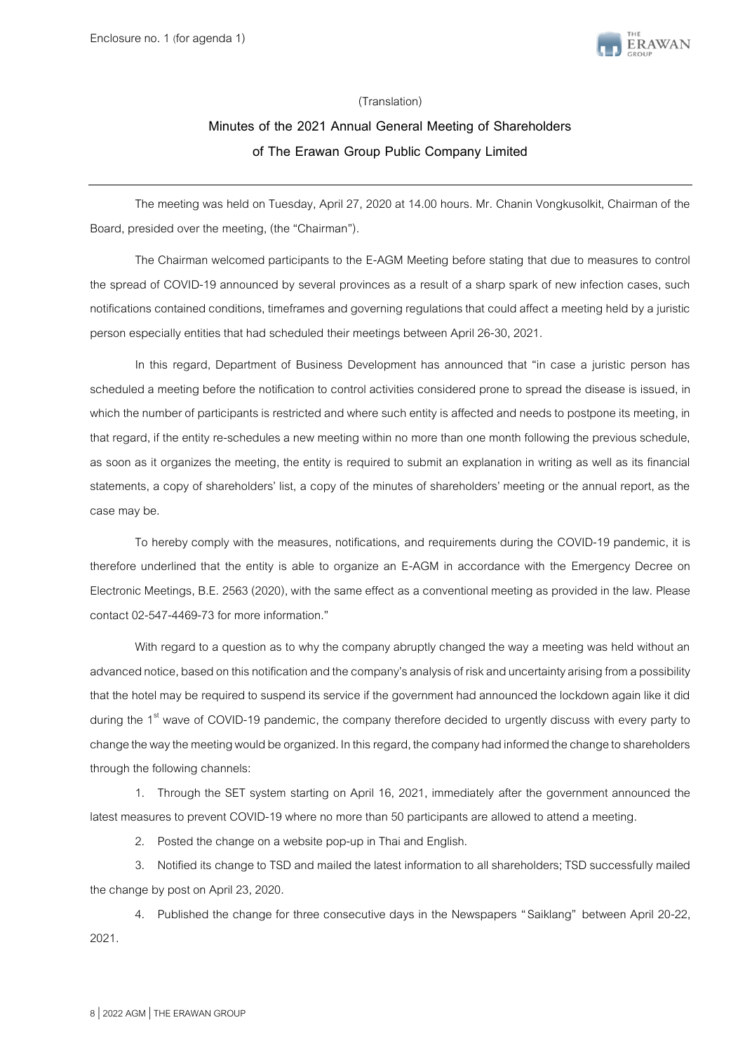Enclosure no. 1 (for agenda 1)

(Translation)

# Minutes of the 2021 Annual General Meeting of Shareholders of The Erawan Group Public Company Limited

---

The meeting was held on Tuesday, April 27, 2020 at 14.00 hours. Mr. Chanin Vongkusolkit, Chairman of the Board, presided over the meeting, (the "Chairman").

The Chairman welcomed participants to the E-AGM Meeting before stating that due to measures to control the spread of COVID-19 announced by several provinces as a result of a sharp spark of new infection cases, such notifications contained conditions, timeframes and governing regulations that could affect a meeting held by a juristic person especially entities that had scheduled their meetings between April 26-30, 2021.

In this regard, Department of Business Development has announced that "in case a juristic person has scheduled a meeting before the notification to control activities considered prone to spread the disease is issued, in which the number of participants is restricted and where such entity is affected and needs to postpone its meeting, in that regard, if the entity re-schedules a new meeting within no more than one month following the previous schedule, as soon as it organizes the meeting, the entity is required to submit an explanation in writing as well as its financial statements, a copy of shareholders' list, a copy of the minutes of shareholders' meeting or the annual report, as the case may be.

To hereby comply with the measures, notifications, and requirements during the COVID-19 pandemic, it is therefore underlined that the entity is able to organize an E-AGM in accordance with the Emergency Decree on Electronic Meetings, B.E. 2563 (2020), with the same effect as a conventional meeting as provided in the law. Please contact 02-547-4469-73 for more information."

With regard to a question as to why the company abruptly changed the way a meeting was held without an advanced notice, based on this notification and the company's analysis of risk and uncertainty arising from a possibility that the hotel may be required to suspend its service if the government had announced the lockdown again like it did during the 1st wave of COVID-19 pandemic, the company therefore decided to urgently discuss with every party to change the way the meeting would be organized. In this regard, the company had informed the change to shareholders through the following channels:

1. Through the SET system starting on April 16, 2021, immediately after the government announced the latest measures to prevent COVID-19 where no more than 50 participants are allowed to attend a meeting.
2. Posted the change on a website pop-up in Thai and English.
3. Notified its change to TSD and mailed the latest information to all shareholders; TSD successfully mailed the change by post on April 23, 2020.
4. Published the change for three consecutive days in the Newspapers "Saiklang" between April 20-22, 2021.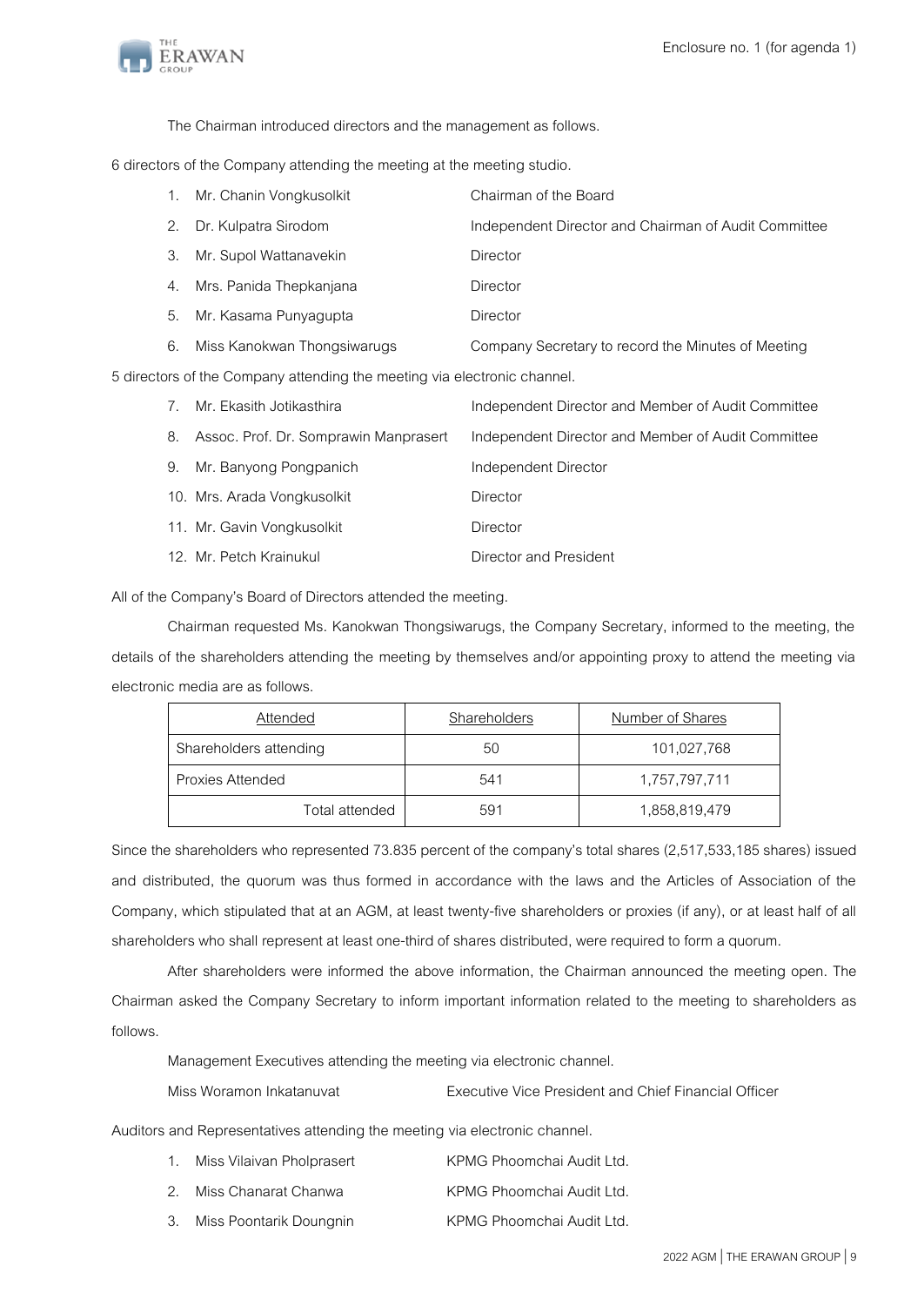The Chairman introduced directors and the management as follows.

6 directors of the Company attending the meeting at the meeting studio.

1. Mr. Chanin Vongkusolkit — Chairman of the Board
2. Dr. Kulpatra Sirodom — Independent Director and Chairman of Audit Committee
3. Mr. Supol Wattanavekin — Director
4. Mrs. Panida Thepkanjana — Director
5. Mr. Kasama Punyagupta — Director
6. Miss Kanokwan Thongsiwarugs — Company Secretary to record the Minutes of Meeting

5 directors of the Company attending the meeting via electronic channel.

7. Mr. Ekasith Jotikasthira — Independent Director and Member of Audit Committee
8. Assoc. Prof. Dr. Somprawin Manprasert — Independent Director and Member of Audit Committee
9. Mr. Banyong Pongpanich — Independent Director
10. Mrs. Arada Vongkusolkit — Director
11. Mr. Gavin Vongkusolkit — Director
12. Mr. Petch Krainukul — Director and President

All of the Company's Board of Directors attended the meeting.

Chairman requested Ms. Kanokwan Thongsiwarugs, the Company Secretary, informed to the meeting, the details of the shareholders attending the meeting by themselves and/or appointing proxy to attend the meeting via electronic media are as follows.

| Attended | Shareholders | Number of Shares |
|---|---|---|
| Shareholders attending | 50 | 101,027,768 |
| Proxies Attended | 541 | 1,757,797,711 |
| Total attended | 591 | 1,858,819,479 |

Since the shareholders who represented 73.835 percent of the company's total shares (2,517,533,185 shares) issued and distributed, the quorum was thus formed in accordance with the laws and the Articles of Association of the Company, which stipulated that at an AGM, at least twenty-five shareholders or proxies (if any), or at least half of all shareholders who shall represent at least one-third of shares distributed, were required to form a quorum.

After shareholders were informed the above information, the Chairman announced the meeting open. The Chairman asked the Company Secretary to inform important information related to the meeting to shareholders as follows.

Management Executives attending the meeting via electronic channel.

Miss Woramon Inkatanuvat — Executive Vice President and Chief Financial Officer

Auditors and Representatives attending the meeting via electronic channel.

1. Miss Vilaivan Pholprasert — KPMG Phoomchai Audit Ltd.
2. Miss Chanarat Chanwa — KPMG Phoomchai Audit Ltd.
3. Miss Poontarik Doungnin — KPMG Phoomchai Audit Ltd.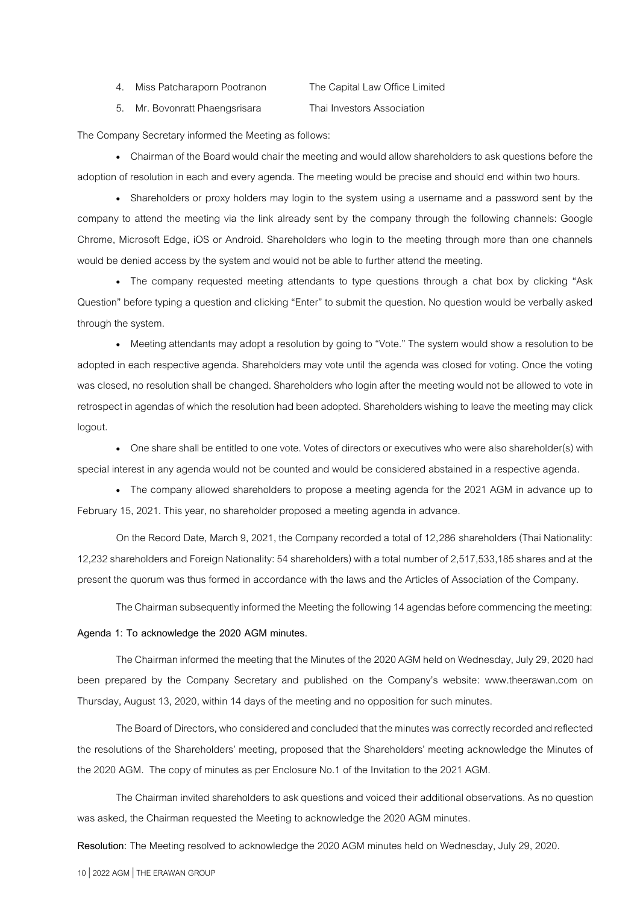4. Miss Patcharaporn Pootranon The Capital Law Office Limited
5. Mr. Bovonratt Phaengsrisara Thai Investors Association

The Company Secretary informed the Meeting as follows:

- Chairman of the Board would chair the meeting and would allow shareholders to ask questions before the adoption of resolution in each and every agenda. The meeting would be precise and should end within two hours.
- Shareholders or proxy holders may login to the system using a username and a password sent by the company to attend the meeting via the link already sent by the company through the following channels: Google Chrome, Microsoft Edge, iOS or Android. Shareholders who login to the meeting through more than one channels would be denied access by the system and would not be able to further attend the meeting.
- The company requested meeting attendants to type questions through a chat box by clicking "Ask Question" before typing a question and clicking "Enter" to submit the question. No question would be verbally asked through the system.
- Meeting attendants may adopt a resolution by going to "Vote." The system would show a resolution to be adopted in each respective agenda. Shareholders may vote until the agenda was closed for voting. Once the voting was closed, no resolution shall be changed. Shareholders who login after the meeting would not be allowed to vote in retrospect in agendas of which the resolution had been adopted. Shareholders wishing to leave the meeting may click logout.
- One share shall be entitled to one vote. Votes of directors or executives who were also shareholder(s) with special interest in any agenda would not be counted and would be considered abstained in a respective agenda.
- The company allowed shareholders to propose a meeting agenda for the 2021 AGM in advance up to February 15, 2021. This year, no shareholder proposed a meeting agenda in advance.

On the Record Date, March 9, 2021, the Company recorded a total of 12,286 shareholders (Thai Nationality: 12,232 shareholders and Foreign Nationality: 54 shareholders) with a total number of 2,517,533,185 shares and at the present the quorum was thus formed in accordance with the laws and the Articles of Association of the Company.

The Chairman subsequently informed the Meeting the following 14 agendas before commencing the meeting:

**Agenda 1: To acknowledge the 2020 AGM minutes.**

The Chairman informed the meeting that the Minutes of the 2020 AGM held on Wednesday, July 29, 2020 had been prepared by the Company Secretary and published on the Company's website: www.theerawan.com on Thursday, August 13, 2020, within 14 days of the meeting and no opposition for such minutes.

The Board of Directors, who considered and concluded that the minutes was correctly recorded and reflected the resolutions of the Shareholders' meeting, proposed that the Shareholders' meeting acknowledge the Minutes of the 2020 AGM. The copy of minutes as per Enclosure No.1 of the Invitation to the 2021 AGM.

The Chairman invited shareholders to ask questions and voiced their additional observations. As no question was asked, the Chairman requested the Meeting to acknowledge the 2020 AGM minutes.

**Resolution:** The Meeting resolved to acknowledge the 2020 AGM minutes held on Wednesday, July 29, 2020.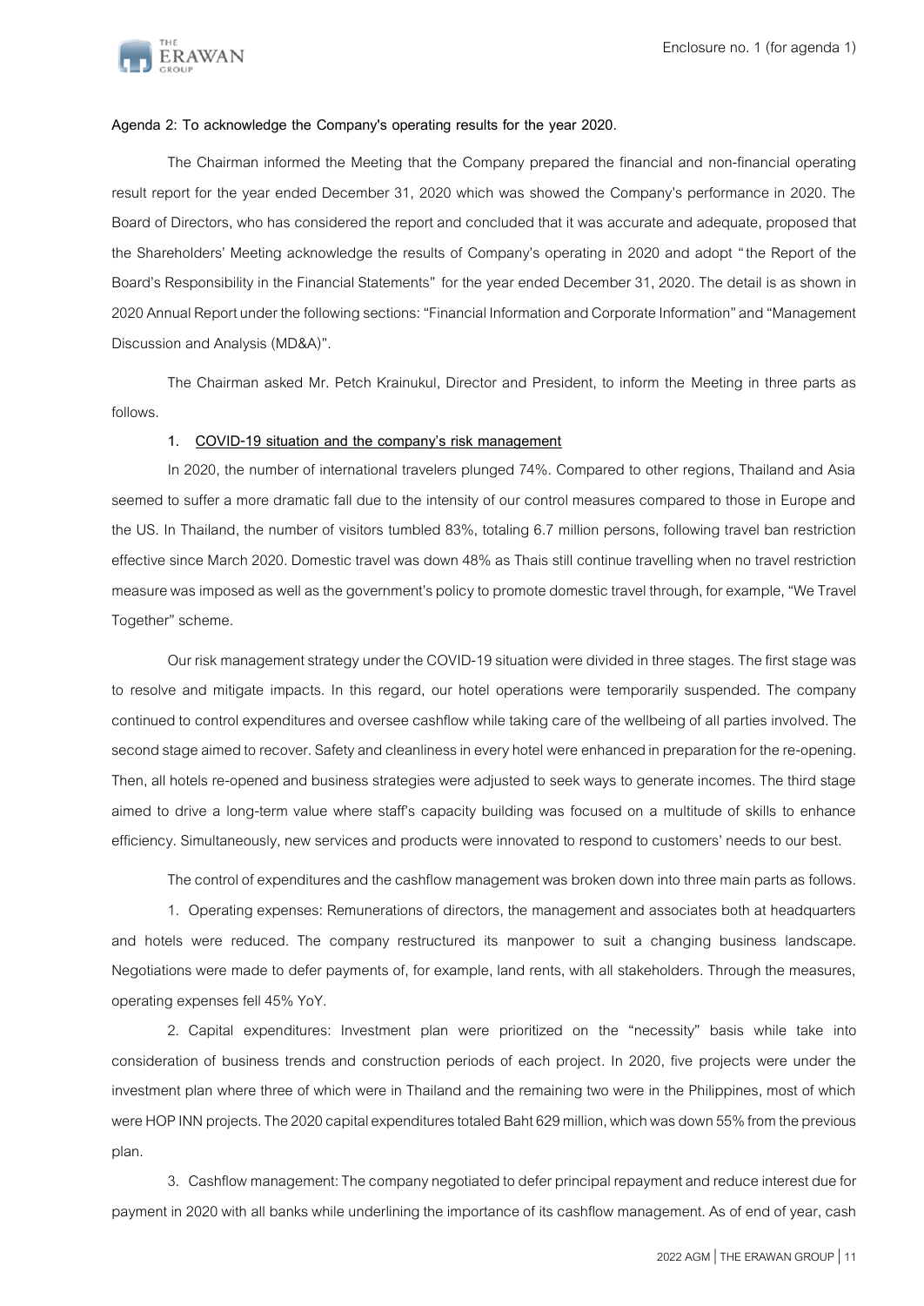Enclosure no. 1 (for agenda 1)

**Agenda 2: To acknowledge the Company's operating results for the year 2020.**

The Chairman informed the Meeting that the Company prepared the financial and non-financial operating result report for the year ended December 31, 2020 which was showed the Company's performance in 2020. The Board of Directors, who has considered the report and concluded that it was accurate and adequate, proposed that the Shareholders' Meeting acknowledge the results of Company's operating in 2020 and adopt "the Report of the Board's Responsibility in the Financial Statements" for the year ended December 31, 2020. The detail is as shown in 2020 Annual Report under the following sections: "Financial Information and Corporate Information" and "Management Discussion and Analysis (MD&A)".

The Chairman asked Mr. Petch Krainukul, Director and President, to inform the Meeting in three parts as follows.

1. **COVID-19 situation and the company's risk management**

In 2020, the number of international travelers plunged 74%. Compared to other regions, Thailand and Asia seemed to suffer a more dramatic fall due to the intensity of our control measures compared to those in Europe and the US. In Thailand, the number of visitors tumbled 83%, totaling 6.7 million persons, following travel ban restriction effective since March 2020. Domestic travel was down 48% as Thais still continue travelling when no travel restriction measure was imposed as well as the government's policy to promote domestic travel through, for example, "We Travel Together" scheme.

Our risk management strategy under the COVID-19 situation were divided in three stages. The first stage was to resolve and mitigate impacts. In this regard, our hotel operations were temporarily suspended. The company continued to control expenditures and oversee cashflow while taking care of the wellbeing of all parties involved. The second stage aimed to recover. Safety and cleanliness in every hotel were enhanced in preparation for the re-opening. Then, all hotels re-opened and business strategies were adjusted to seek ways to generate incomes. The third stage aimed to drive a long-term value where staff's capacity building was focused on a multitude of skills to enhance efficiency. Simultaneously, new services and products were innovated to respond to customers' needs to our best.

The control of expenditures and the cashflow management was broken down into three main parts as follows.

1. Operating expenses: Remunerations of directors, the management and associates both at headquarters and hotels were reduced. The company restructured its manpower to suit a changing business landscape. Negotiations were made to defer payments of, for example, land rents, with all stakeholders. Through the measures, operating expenses fell 45% YoY.

2. Capital expenditures: Investment plan were prioritized on the "necessity" basis while take into consideration of business trends and construction periods of each project. In 2020, five projects were under the investment plan where three of which were in Thailand and the remaining two were in the Philippines, most of which were HOP INN projects. The 2020 capital expenditures totaled Baht 629 million, which was down 55% from the previous plan.

3. Cashflow management: The company negotiated to defer principal repayment and reduce interest due for payment in 2020 with all banks while underlining the importance of its cashflow management. As of end of year, cash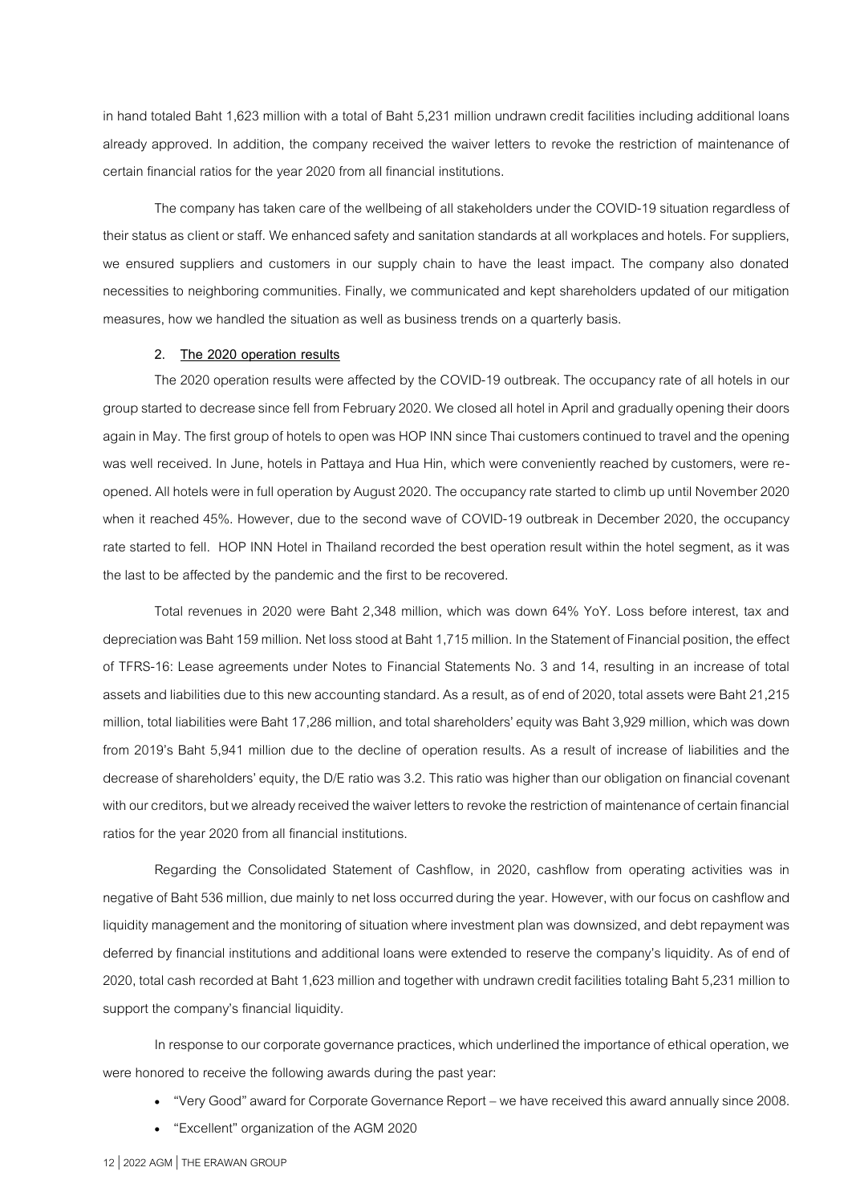in hand totaled Baht 1,623 million with a total of Baht 5,231 million undrawn credit facilities including additional loans already approved. In addition, the company received the waiver letters to revoke the restriction of maintenance of certain financial ratios for the year 2020 from all financial institutions.

The company has taken care of the wellbeing of all stakeholders under the COVID-19 situation regardless of their status as client or staff. We enhanced safety and sanitation standards at all workplaces and hotels. For suppliers, we ensured suppliers and customers in our supply chain to have the least impact. The company also donated necessities to neighboring communities. Finally, we communicated and kept shareholders updated of our mitigation measures, how we handled the situation as well as business trends on a quarterly basis.

2. **The 2020 operation results**

The 2020 operation results were affected by the COVID-19 outbreak. The occupancy rate of all hotels in our group started to decrease since fell from February 2020. We closed all hotel in April and gradually opening their doors again in May. The first group of hotels to open was HOP INN since Thai customers continued to travel and the opening was well received. In June, hotels in Pattaya and Hua Hin, which were conveniently reached by customers, were re-opened. All hotels were in full operation by August 2020. The occupancy rate started to climb up until November 2020 when it reached 45%. However, due to the second wave of COVID-19 outbreak in December 2020, the occupancy rate started to fell. HOP INN Hotel in Thailand recorded the best operation result within the hotel segment, as it was the last to be affected by the pandemic and the first to be recovered.

Total revenues in 2020 were Baht 2,348 million, which was down 64% YoY. Loss before interest, tax and depreciation was Baht 159 million. Net loss stood at Baht 1,715 million. In the Statement of Financial position, the effect of TFRS-16: Lease agreements under Notes to Financial Statements No. 3 and 14, resulting in an increase of total assets and liabilities due to this new accounting standard. As a result, as of end of 2020, total assets were Baht 21,215 million, total liabilities were Baht 17,286 million, and total shareholders' equity was Baht 3,929 million, which was down from 2019's Baht 5,941 million due to the decline of operation results. As a result of increase of liabilities and the decrease of shareholders' equity, the D/E ratio was 3.2. This ratio was higher than our obligation on financial covenant with our creditors, but we already received the waiver letters to revoke the restriction of maintenance of certain financial ratios for the year 2020 from all financial institutions.

Regarding the Consolidated Statement of Cashflow, in 2020, cashflow from operating activities was in negative of Baht 536 million, due mainly to net loss occurred during the year. However, with our focus on cashflow and liquidity management and the monitoring of situation where investment plan was downsized, and debt repayment was deferred by financial institutions and additional loans were extended to reserve the company's liquidity. As of end of 2020, total cash recorded at Baht 1,623 million and together with undrawn credit facilities totaling Baht 5,231 million to support the company's financial liquidity.

In response to our corporate governance practices, which underlined the importance of ethical operation, we were honored to receive the following awards during the past year:

- "Very Good" award for Corporate Governance Report – we have received this award annually since 2008.
- "Excellent" organization of the AGM 2020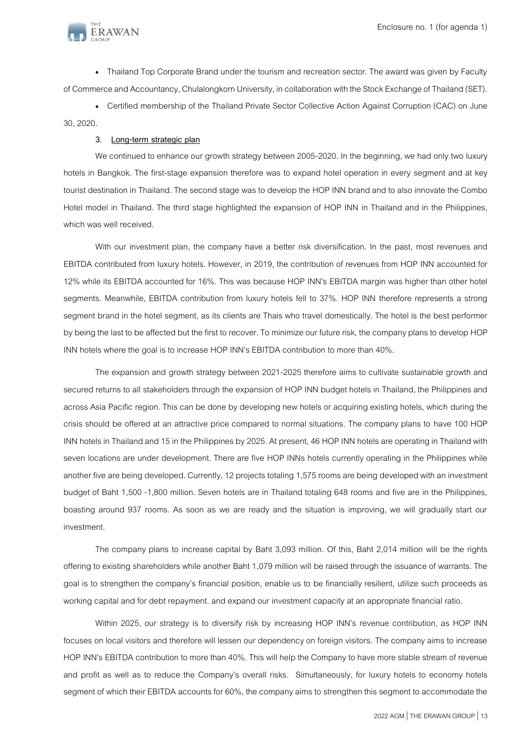- Thailand Top Corporate Brand under the tourism and recreation sector. The award was given by Faculty of Commerce and Accountancy, Chulalongkorn University, in collaboration with the Stock Exchange of Thailand (SET).
- Certified membership of the Thailand Private Sector Collective Action Against Corruption (CAC) on June 30, 2020.

3. **Long-term strategic plan**

We continued to enhance our growth strategy between 2005-2020. In the beginning, we had only two luxury hotels in Bangkok. The first-stage expansion therefore was to expand hotel operation in every segment and at key tourist destination in Thailand. The second stage was to develop the HOP INN brand and to also innovate the Combo Hotel model in Thailand. The third stage highlighted the expansion of HOP INN in Thailand and in the Philippines, which was well received.

With our investment plan, the company have a better risk diversification. In the past, most revenues and EBITDA contributed from luxury hotels. However, in 2019, the contribution of revenues from HOP INN accounted for 12% while its EBITDA accounted for 16%. This was because HOP INN's EBITDA margin was higher than other hotel segments. Meanwhile, EBITDA contribution from luxury hotels fell to 37%. HOP INN therefore represents a strong segment brand in the hotel segment, as its clients are Thais who travel domestically. The hotel is the best performer by being the last to be affected but the first to recover. To minimize our future risk, the company plans to develop HOP INN hotels where the goal is to increase HOP INN's EBITDA contribution to more than 40%.

The expansion and growth strategy between 2021-2025 therefore aims to cultivate sustainable growth and secured returns to all stakeholders through the expansion of HOP INN budget hotels in Thailand, the Philippines and across Asia Pacific region. This can be done by developing new hotels or acquiring existing hotels, which during the crisis should be offered at an attractive price compared to normal situations. The company plans to have 100 HOP INN hotels in Thailand and 15 in the Philippines by 2025. At present, 46 HOP INN hotels are operating in Thailand with seven locations are under development. There are five HOP INNs hotels currently operating in the Philippines while another five are being developed. Currently, 12 projects totaling 1,575 rooms are being developed with an investment budget of Baht 1,500 -1,800 million. Seven hotels are in Thailand totaling 648 rooms and five are in the Philippines, boasting around 937 rooms. As soon as we are ready and the situation is improving, we will gradually start our investment.

The company plans to increase capital by Baht 3,093 million. Of this, Baht 2,014 million will be the rights offering to existing shareholders while another Baht 1,079 million will be raised through the issuance of warrants. The goal is to strengthen the company's financial position, enable us to be financially resilient, utilize such proceeds as working capital and for debt repayment. and expand our investment capacity at an appropriate financial ratio.

Within 2025, our strategy is to diversify risk by increasing HOP INN's revenue contribution, as HOP INN focuses on local visitors and therefore will lessen our dependency on foreign visitors. The company aims to increase HOP INN's EBITDA contribution to more than 40%. This will help the Company to have more stable stream of revenue and profit as well as to reduce the Company's overall risks. Simultaneously, for luxury hotels to economy hotels segment of which their EBITDA accounts for 60%, the company aims to strengthen this segment to accommodate the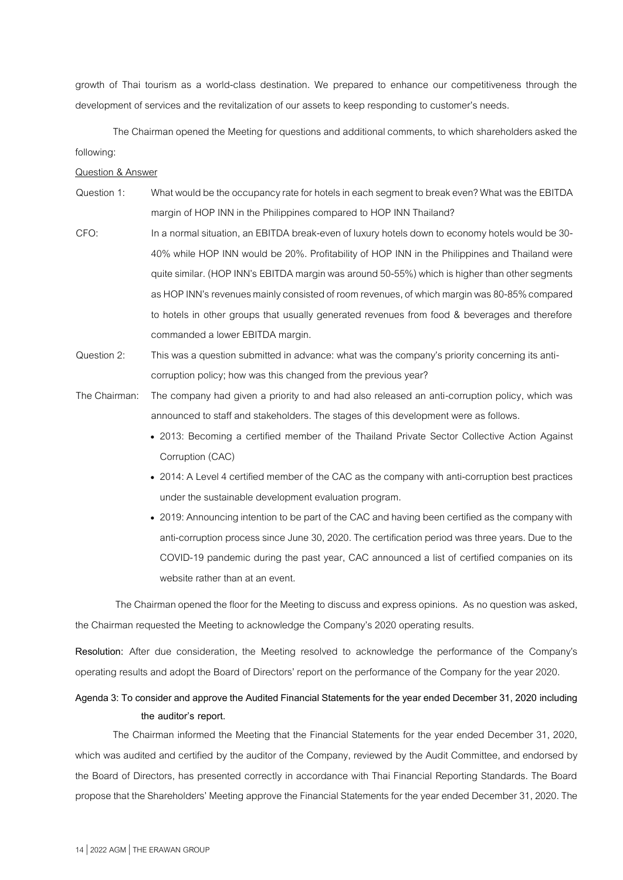growth of Thai tourism as a world-class destination. We prepared to enhance our competitiveness through the development of services and the revitalization of our assets to keep responding to customer's needs.

The Chairman opened the Meeting for questions and additional comments, to which shareholders asked the following:

Question & Answer

Question 1: What would be the occupancy rate for hotels in each segment to break even? What was the EBITDA margin of HOP INN in the Philippines compared to HOP INN Thailand?

CFO: In a normal situation, an EBITDA break-even of luxury hotels down to economy hotels would be 30-40% while HOP INN would be 20%. Profitability of HOP INN in the Philippines and Thailand were quite similar. (HOP INN's EBITDA margin was around 50-55%) which is higher than other segments as HOP INN's revenues mainly consisted of room revenues, of which margin was 80-85% compared to hotels in other groups that usually generated revenues from food & beverages and therefore commanded a lower EBITDA margin.

Question 2: This was a question submitted in advance: what was the company's priority concerning its anti-corruption policy; how was this changed from the previous year?

The Chairman: The company had given a priority to and had also released an anti-corruption policy, which was announced to staff and stakeholders. The stages of this development were as follows.

- 2013: Becoming a certified member of the Thailand Private Sector Collective Action Against Corruption (CAC)
- 2014: A Level 4 certified member of the CAC as the company with anti-corruption best practices under the sustainable development evaluation program.
- 2019: Announcing intention to be part of the CAC and having been certified as the company with anti-corruption process since June 30, 2020. The certification period was three years. Due to the COVID-19 pandemic during the past year, CAC announced a list of certified companies on its website rather than at an event.

The Chairman opened the floor for the Meeting to discuss and express opinions. As no question was asked, the Chairman requested the Meeting to acknowledge the Company's 2020 operating results.

**Resolution:** After due consideration, the Meeting resolved to acknowledge the performance of the Company's operating results and adopt the Board of Directors' report on the performance of the Company for the year 2020.

**Agenda 3: To consider and approve the Audited Financial Statements for the year ended December 31, 2020 including the auditor's report.**

The Chairman informed the Meeting that the Financial Statements for the year ended December 31, 2020, which was audited and certified by the auditor of the Company, reviewed by the Audit Committee, and endorsed by the Board of Directors, has presented correctly in accordance with Thai Financial Reporting Standards. The Board propose that the Shareholders' Meeting approve the Financial Statements for the year ended December 31, 2020. The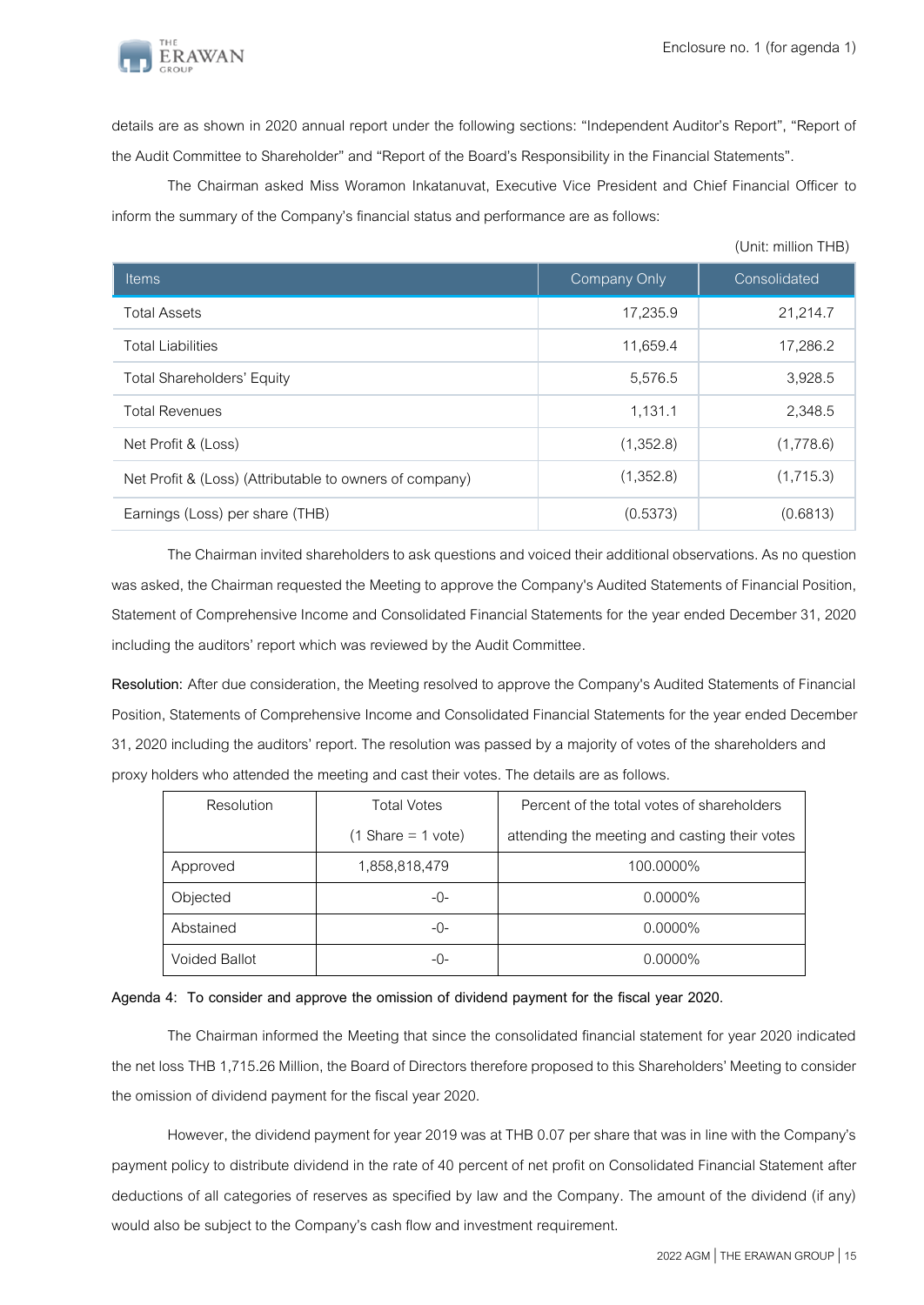details are as shown in 2020 annual report under the following sections: "Independent Auditor's Report", "Report of the Audit Committee to Shareholder" and "Report of the Board's Responsibility in the Financial Statements".

The Chairman asked Miss Woramon Inkatanuvat, Executive Vice President and Chief Financial Officer to inform the summary of the Company's financial status and performance are as follows:

(Unit: million THB)

| Items | Company Only | Consolidated |
|---|---|---|
| Total Assets | 17,235.9 | 21,214.7 |
| Total Liabilities | 11,659.4 | 17,286.2 |
| Total Shareholders' Equity | 5,576.5 | 3,928.5 |
| Total Revenues | 1,131.1 | 2,348.5 |
| Net Profit & (Loss) | (1,352.8) | (1,778.6) |
| Net Profit & (Loss) (Attributable to owners of company) | (1,352.8) | (1,715.3) |
| Earnings (Loss) per share (THB) | (0.5373) | (0.6813) |

The Chairman invited shareholders to ask questions and voiced their additional observations. As no question was asked, the Chairman requested the Meeting to approve the Company's Audited Statements of Financial Position, Statement of Comprehensive Income and Consolidated Financial Statements for the year ended December 31, 2020 including the auditors' report which was reviewed by the Audit Committee.

**Resolution:** After due consideration, the Meeting resolved to approve the Company's Audited Statements of Financial Position, Statements of Comprehensive Income and Consolidated Financial Statements for the year ended December 31, 2020 including the auditors' report. The resolution was passed by a majority of votes of the shareholders and proxy holders who attended the meeting and cast their votes. The details are as follows.

| Resolution | Total Votes (1 Share = 1 vote) | Percent of the total votes of shareholders attending the meeting and casting their votes |
|---|---|---|
| Approved | 1,858,818,479 | 100.0000% |
| Objected | -0- | 0.0000% |
| Abstained | -0- | 0.0000% |
| Voided Ballot | -0- | 0.0000% |

**Agenda 4: To consider and approve the omission of dividend payment for the fiscal year 2020.**

The Chairman informed the Meeting that since the consolidated financial statement for year 2020 indicated the net loss THB 1,715.26 Million, the Board of Directors therefore proposed to this Shareholders' Meeting to consider the omission of dividend payment for the fiscal year 2020.

However, the dividend payment for year 2019 was at THB 0.07 per share that was in line with the Company's payment policy to distribute dividend in the rate of 40 percent of net profit on Consolidated Financial Statement after deductions of all categories of reserves as specified by law and the Company. The amount of the dividend (if any) would also be subject to the Company's cash flow and investment requirement.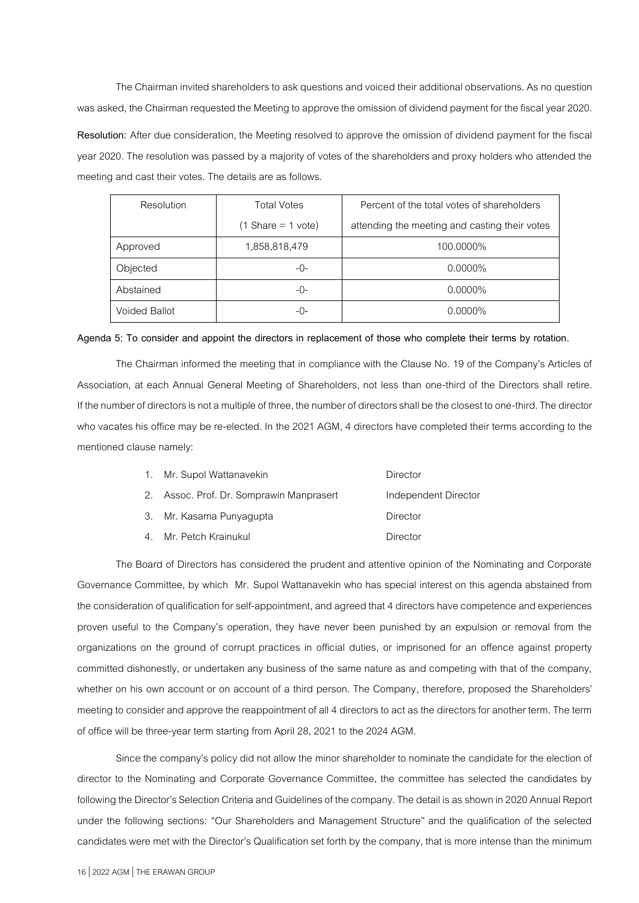The Chairman invited shareholders to ask questions and voiced their additional observations. As no question was asked, the Chairman requested the Meeting to approve the omission of dividend payment for the fiscal year 2020.

**Resolution:** After due consideration, the Meeting resolved to approve the omission of dividend payment for the fiscal year 2020. The resolution was passed by a majority of votes of the shareholders and proxy holders who attended the meeting and cast their votes. The details are as follows.

| Resolution | Total Votes (1 Share = 1 vote) | Percent of the total votes of shareholders attending the meeting and casting their votes |
|---|---|---|
| Approved | 1,858,818,479 | 100.0000% |
| Objected | -0- | 0.0000% |
| Abstained | -0- | 0.0000% |
| Voided Ballot | -0- | 0.0000% |

**Agenda 5: To consider and appoint the directors in replacement of those who complete their terms by rotation.**

The Chairman informed the meeting that in compliance with the Clause No. 19 of the Company's Articles of Association, at each Annual General Meeting of Shareholders, not less than one-third of the Directors shall retire. If the number of directors is not a multiple of three, the number of directors shall be the closest to one-third. The director who vacates his office may be re-elected. In the 2021 AGM, 4 directors have completed their terms according to the mentioned clause namely:

1. Mr. Supol Wattanavekin — Director
2. Assoc. Prof. Dr. Somprawin Manprasert — Independent Director
3. Mr. Kasama Punyagupta — Director
4. Mr. Petch Krainukul — Director

The Board of Directors has considered the prudent and attentive opinion of the Nominating and Corporate Governance Committee, by which Mr. Supol Wattanavekin who has special interest on this agenda abstained from the consideration of qualification for self-appointment, and agreed that 4 directors have competence and experiences proven useful to the Company's operation, they have never been punished by an expulsion or removal from the organizations on the ground of corrupt practices in official duties, or imprisoned for an offence against property committed dishonestly, or undertaken any business of the same nature as and competing with that of the company, whether on his own account or on account of a third person. The Company, therefore, proposed the Shareholders' meeting to consider and approve the reappointment of all 4 directors to act as the directors for another term. The term of office will be three-year term starting from April 28, 2021 to the 2024 AGM.

Since the company's policy did not allow the minor shareholder to nominate the candidate for the election of director to the Nominating and Corporate Governance Committee, the committee has selected the candidates by following the Director's Selection Criteria and Guidelines of the company. The detail is as shown in 2020 Annual Report under the following sections: "Our Shareholders and Management Structure" and the qualification of the selected candidates were met with the Director's Qualification set forth by the company, that is more intense than the minimum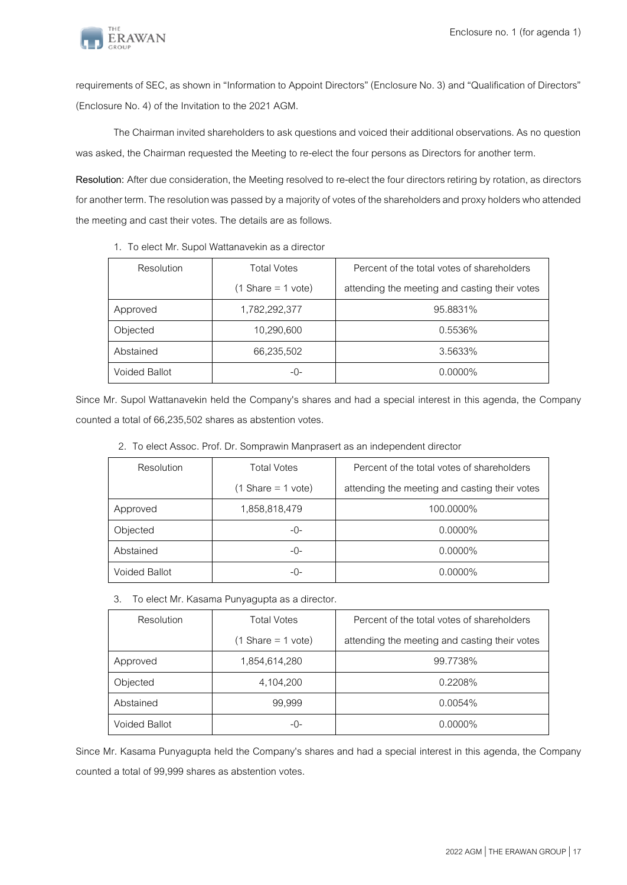requirements of SEC, as shown in "Information to Appoint Directors" (Enclosure No. 3) and "Qualification of Directors" (Enclosure No. 4) of the Invitation to the 2021 AGM.

The Chairman invited shareholders to ask questions and voiced their additional observations. As no question was asked, the Chairman requested the Meeting to re-elect the four persons as Directors for another term.

**Resolution:** After due consideration, the Meeting resolved to re-elect the four directors retiring by rotation, as directors for another term. The resolution was passed by a majority of votes of the shareholders and proxy holders who attended the meeting and cast their votes. The details are as follows.

1. To elect Mr. Supol Wattanavekin as a director

| Resolution | Total Votes (1 Share = 1 vote) | Percent of the total votes of shareholders attending the meeting and casting their votes |
|---|---|---|
| Approved | 1,782,292,377 | 95.8831% |
| Objected | 10,290,600 | 0.5536% |
| Abstained | 66,235,502 | 3.5633% |
| Voided Ballot | -0- | 0.0000% |

Since Mr. Supol Wattanavekin held the Company's shares and had a special interest in this agenda, the Company counted a total of 66,235,502 shares as abstention votes.

2. To elect Assoc. Prof. Dr. Somprawin Manprasert as an independent director

| Resolution | Total Votes (1 Share = 1 vote) | Percent of the total votes of shareholders attending the meeting and casting their votes |
|---|---|---|
| Approved | 1,858,818,479 | 100.0000% |
| Objected | -0- | 0.0000% |
| Abstained | -0- | 0.0000% |
| Voided Ballot | -0- | 0.0000% |

3. To elect Mr. Kasama Punyagupta as a director.

| Resolution | Total Votes (1 Share = 1 vote) | Percent of the total votes of shareholders attending the meeting and casting their votes |
|---|---|---|
| Approved | 1,854,614,280 | 99.7738% |
| Objected | 4,104,200 | 0.2208% |
| Abstained | 99,999 | 0.0054% |
| Voided Ballot | -0- | 0.0000% |

Since Mr. Kasama Punyagupta held the Company's shares and had a special interest in this agenda, the Company counted a total of 99,999 shares as abstention votes.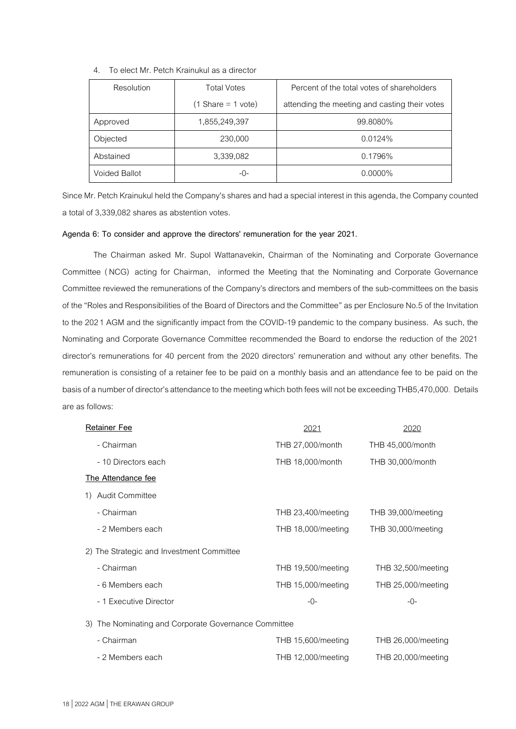4. To elect Mr. Petch Krainukul as a director

| Resolution | Total Votes (1 Share = 1 vote) | Percent of the total votes of shareholders attending the meeting and casting their votes |
|---|---|---|
| Approved | 1,855,249,397 | 99.8080% |
| Objected | 230,000 | 0.0124% |
| Abstained | 3,339,082 | 0.1796% |
| Voided Ballot | -0- | 0.0000% |

Since Mr. Petch Krainukul held the Company's shares and had a special interest in this agenda, the Company counted a total of 3,339,082 shares as abstention votes.

**Agenda 6: To consider and approve the directors' remuneration for the year 2021.**

The Chairman asked Mr. Supol Wattanavekin, Chairman of the Nominating and Corporate Governance Committee (NCG) acting for Chairman, informed the Meeting that the Nominating and Corporate Governance Committee reviewed the remunerations of the Company's directors and members of the sub-committees on the basis of the "Roles and Responsibilities of the Board of Directors and the Committee" as per Enclosure No.5 of the Invitation to the 2021 AGM and the significantly impact from the COVID-19 pandemic to the company business. As such, the Nominating and Corporate Governance Committee recommended the Board to endorse the reduction of the 2021 director's remunerations for 40 percent from the 2020 directors' remuneration and without any other benefits. The remuneration is consisting of a retainer fee to be paid on a monthly basis and an attendance fee to be paid on the basis of a number of director's attendance to the meeting which both fees will not be exceeding THB5,470,000. Details are as follows:

| | 2021 | 2020 |
|---|---|---|
| **Retainer Fee** | | |
| - Chairman | THB 27,000/month | THB 45,000/month |
| - 10 Directors each | THB 18,000/month | THB 30,000/month |
| **The Attendance fee** | | |
| 1) Audit Committee | | |
| - Chairman | THB 23,400/meeting | THB 39,000/meeting |
| - 2 Members each | THB 18,000/meeting | THB 30,000/meeting |
| 2) The Strategic and Investment Committee | | |
| - Chairman | THB 19,500/meeting | THB 32,500/meeting |
| - 6 Members each | THB 15,000/meeting | THB 25,000/meeting |
| - 1 Executive Director | -0- | -0- |
| 3) The Nominating and Corporate Governance Committee | | |
| - Chairman | THB 15,600/meeting | THB 26,000/meeting |
| - 2 Members each | THB 12,000/meeting | THB 20,000/meeting |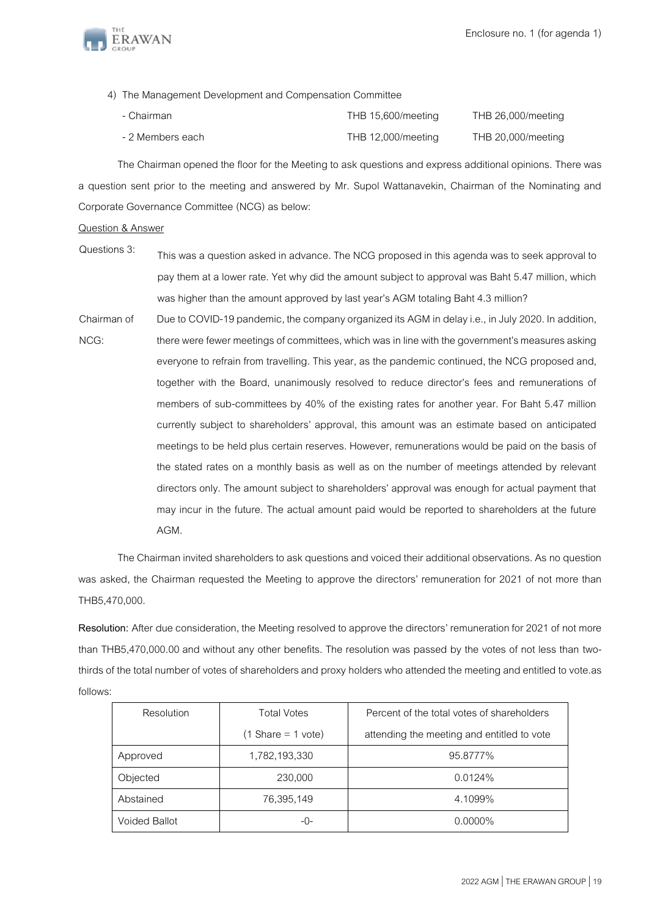4) The Management Development and Compensation Committee

| | | |
|---|---|---|
| - Chairman | THB 15,600/meeting | THB 26,000/meeting |
| - 2 Members each | THB 12,000/meeting | THB 20,000/meeting |

The Chairman opened the floor for the Meeting to ask questions and express additional opinions. There was a question sent prior to the meeting and answered by Mr. Supol Wattanavekin, Chairman of the Nominating and Corporate Governance Committee (NCG) as below:

Question & Answer

Questions 3: This was a question asked in advance. The NCG proposed in this agenda was to seek approval to pay them at a lower rate. Yet why did the amount subject to approval was Baht 5.47 million, which was higher than the amount approved by last year's AGM totaling Baht 4.3 million?

Chairman of NCG: Due to COVID-19 pandemic, the company organized its AGM in delay i.e., in July 2020. In addition, there were fewer meetings of committees, which was in line with the government's measures asking everyone to refrain from travelling. This year, as the pandemic continued, the NCG proposed and, together with the Board, unanimously resolved to reduce director's fees and remunerations of members of sub-committees by 40% of the existing rates for another year. For Baht 5.47 million currently subject to shareholders' approval, this amount was an estimate based on anticipated meetings to be held plus certain reserves. However, remunerations would be paid on the basis of the stated rates on a monthly basis as well as on the number of meetings attended by relevant directors only. The amount subject to shareholders' approval was enough for actual payment that may incur in the future. The actual amount paid would be reported to shareholders at the future AGM.

The Chairman invited shareholders to ask questions and voiced their additional observations. As no question was asked, the Chairman requested the Meeting to approve the directors' remuneration for 2021 of not more than THB5,470,000.

**Resolution:** After due consideration, the Meeting resolved to approve the directors' remuneration for 2021 of not more than THB5,470,000.00 and without any other benefits. The resolution was passed by the votes of not less than two-thirds of the total number of votes of shareholders and proxy holders who attended the meeting and entitled to vote.as follows:

| Resolution | Total Votes (1 Share = 1 vote) | Percent of the total votes of shareholders attending the meeting and entitled to vote |
|---|---|---|
| Approved | 1,782,193,330 | 95.8777% |
| Objected | 230,000 | 0.0124% |
| Abstained | 76,395,149 | 4.1099% |
| Voided Ballot | -0- | 0.0000% |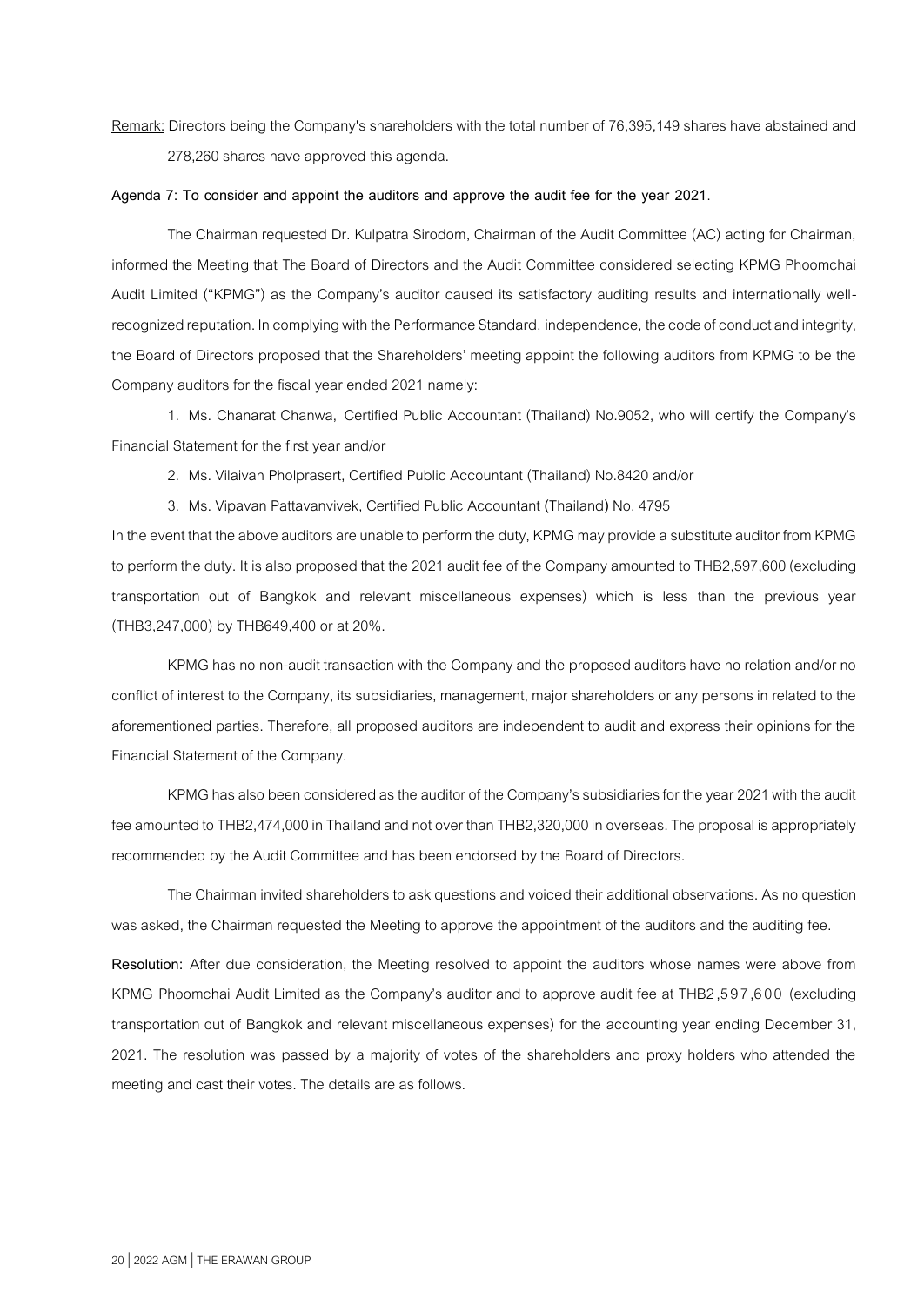Remark: Directors being the Company's shareholders with the total number of 76,395,149 shares have abstained and 278,260 shares have approved this agenda.

**Agenda 7: To consider and appoint the auditors and approve the audit fee for the year 2021**.

The Chairman requested Dr. Kulpatra Sirodom, Chairman of the Audit Committee (AC) acting for Chairman, informed the Meeting that The Board of Directors and the Audit Committee considered selecting KPMG Phoomchai Audit Limited ("KPMG") as the Company's auditor caused its satisfactory auditing results and internationally well-recognized reputation. In complying with the Performance Standard, independence, the code of conduct and integrity, the Board of Directors proposed that the Shareholders' meeting appoint the following auditors from KPMG to be the Company auditors for the fiscal year ended 2021 namely:

1. Ms. Chanarat Chanwa, Certified Public Accountant (Thailand) No.9052, who will certify the Company's Financial Statement for the first year and/or
2. Ms. Vilaivan Pholprasert, Certified Public Accountant (Thailand) No.8420 and/or
3. Ms. Vipavan Pattavanvivek, Certified Public Accountant (Thailand) No. 4795

In the event that the above auditors are unable to perform the duty, KPMG may provide a substitute auditor from KPMG to perform the duty. It is also proposed that the 2021 audit fee of the Company amounted to THB2,597,600 (excluding transportation out of Bangkok and relevant miscellaneous expenses) which is less than the previous year (THB3,247,000) by THB649,400 or at 20%.

KPMG has no non-audit transaction with the Company and the proposed auditors have no relation and/or no conflict of interest to the Company, its subsidiaries, management, major shareholders or any persons in related to the aforementioned parties. Therefore, all proposed auditors are independent to audit and express their opinions for the Financial Statement of the Company.

KPMG has also been considered as the auditor of the Company's subsidiaries for the year 2021 with the audit fee amounted to THB2,474,000 in Thailand and not over than THB2,320,000 in overseas. The proposal is appropriately recommended by the Audit Committee and has been endorsed by the Board of Directors.

The Chairman invited shareholders to ask questions and voiced their additional observations. As no question was asked, the Chairman requested the Meeting to approve the appointment of the auditors and the auditing fee.

**Resolution:** After due consideration, the Meeting resolved to appoint the auditors whose names were above from KPMG Phoomchai Audit Limited as the Company's auditor and to approve audit fee at THB2,597,600 (excluding transportation out of Bangkok and relevant miscellaneous expenses) for the accounting year ending December 31, 2021. The resolution was passed by a majority of votes of the shareholders and proxy holders who attended the meeting and cast their votes. The details are as follows.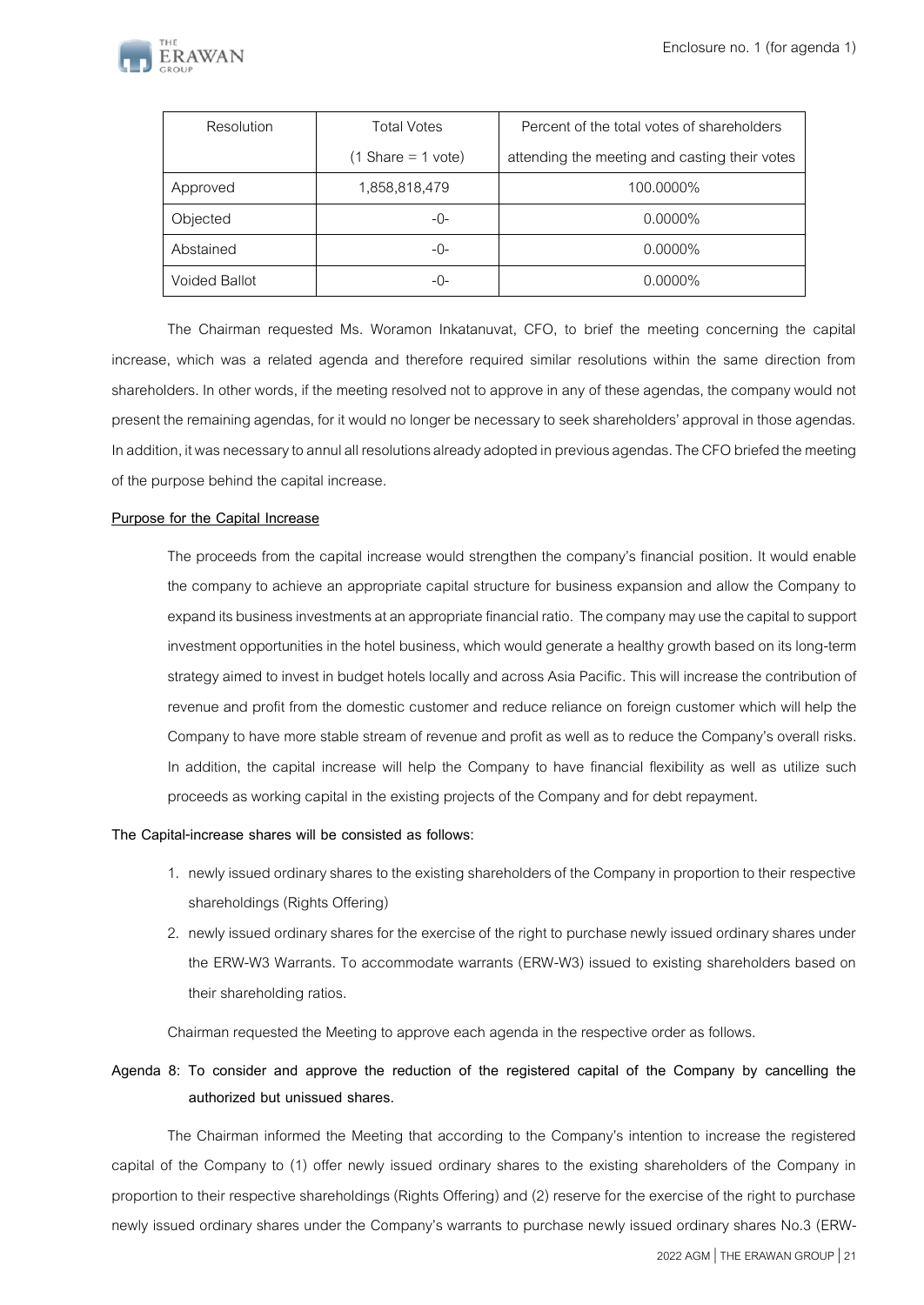| Resolution | Total Votes (1 Share = 1 vote) | Percent of the total votes of shareholders attending the meeting and casting their votes |
|---|---|---|
| Approved | 1,858,818,479 | 100.0000% |
| Objected | -0- | 0.0000% |
| Abstained | -0- | 0.0000% |
| Voided Ballot | -0- | 0.0000% |

The Chairman requested Ms. Woramon Inkatanuvat, CFO, to brief the meeting concerning the capital increase, which was a related agenda and therefore required similar resolutions within the same direction from shareholders. In other words, if the meeting resolved not to approve in any of these agendas, the company would not present the remaining agendas, for it would no longer be necessary to seek shareholders' approval in those agendas. In addition, it was necessary to annul all resolutions already adopted in previous agendas. The CFO briefed the meeting of the purpose behind the capital increase.

**Purpose for the Capital Increase**

The proceeds from the capital increase would strengthen the company's financial position. It would enable the company to achieve an appropriate capital structure for business expansion and allow the Company to expand its business investments at an appropriate financial ratio. The company may use the capital to support investment opportunities in the hotel business, which would generate a healthy growth based on its long-term strategy aimed to invest in budget hotels locally and across Asia Pacific. This will increase the contribution of revenue and profit from the domestic customer and reduce reliance on foreign customer which will help the Company to have more stable stream of revenue and profit as well as to reduce the Company's overall risks. In addition, the capital increase will help the Company to have financial flexibility as well as utilize such proceeds as working capital in the existing projects of the Company and for debt repayment.

**The Capital-increase shares will be consisted as follows:**

1. newly issued ordinary shares to the existing shareholders of the Company in proportion to their respective shareholdings (Rights Offering)
2. newly issued ordinary shares for the exercise of the right to purchase newly issued ordinary shares under the ERW-W3 Warrants. To accommodate warrants (ERW-W3) issued to existing shareholders based on their shareholding ratios.

Chairman requested the Meeting to approve each agenda in the respective order as follows.

**Agenda 8: To consider and approve the reduction of the registered capital of the Company by cancelling the authorized but unissued shares.**

The Chairman informed the Meeting that according to the Company's intention to increase the registered capital of the Company to (1) offer newly issued ordinary shares to the existing shareholders of the Company in proportion to their respective shareholdings (Rights Offering) and (2) reserve for the exercise of the right to purchase newly issued ordinary shares under the Company's warrants to purchase newly issued ordinary shares No.3 (ERW-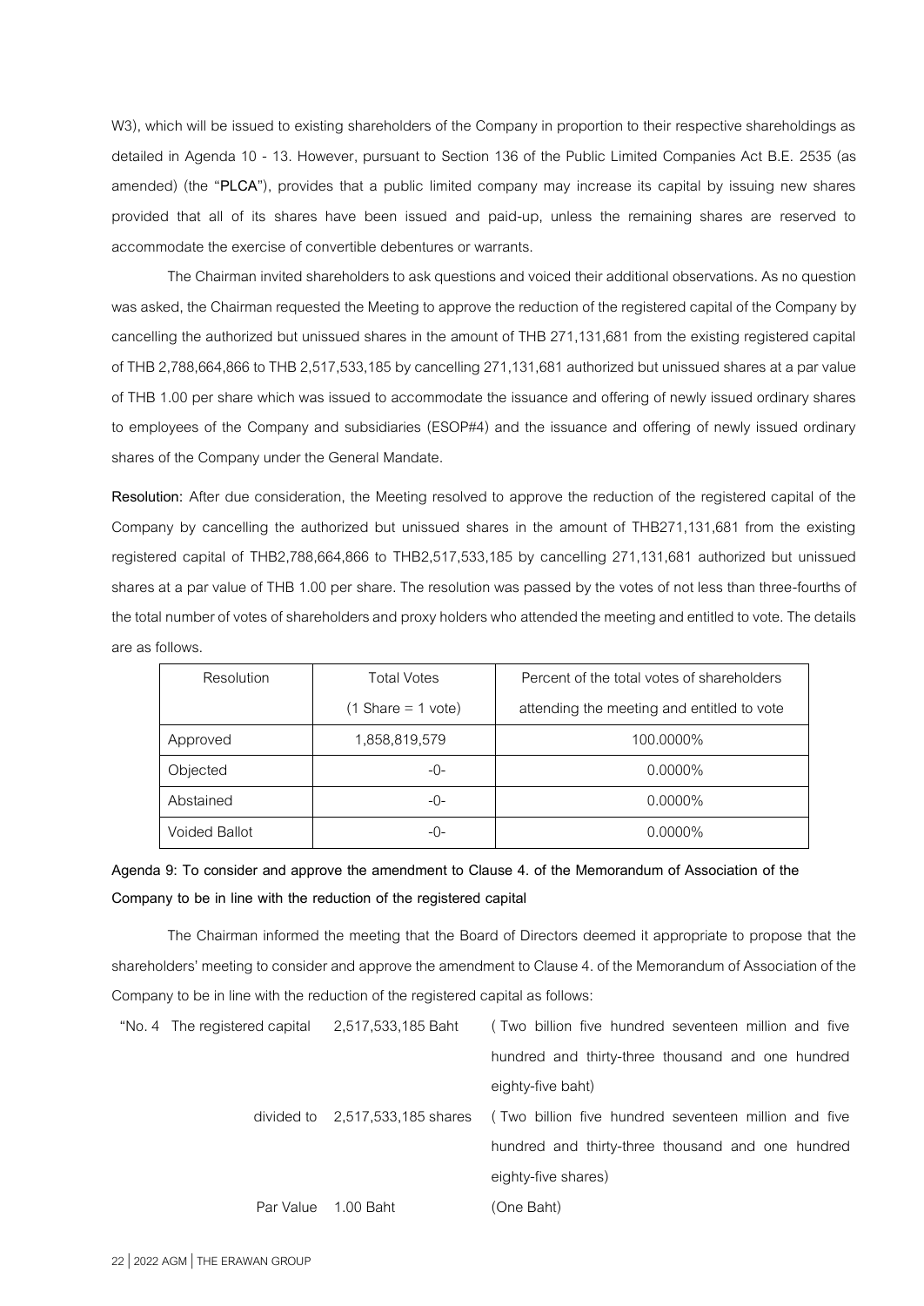W3), which will be issued to existing shareholders of the Company in proportion to their respective shareholdings as detailed in Agenda 10 - 13. However, pursuant to Section 136 of the Public Limited Companies Act B.E. 2535 (as amended) (the "**PLCA**"), provides that a public limited company may increase its capital by issuing new shares provided that all of its shares have been issued and paid-up, unless the remaining shares are reserved to accommodate the exercise of convertible debentures or warrants.

The Chairman invited shareholders to ask questions and voiced their additional observations. As no question was asked, the Chairman requested the Meeting to approve the reduction of the registered capital of the Company by cancelling the authorized but unissued shares in the amount of THB 271,131,681 from the existing registered capital of THB 2,788,664,866 to THB 2,517,533,185 by cancelling 271,131,681 authorized but unissued shares at a par value of THB 1.00 per share which was issued to accommodate the issuance and offering of newly issued ordinary shares to employees of the Company and subsidiaries (ESOP#4) and the issuance and offering of newly issued ordinary shares of the Company under the General Mandate.

**Resolution:** After due consideration, the Meeting resolved to approve the reduction of the registered capital of the Company by cancelling the authorized but unissued shares in the amount of THB271,131,681 from the existing registered capital of THB2,788,664,866 to THB2,517,533,185 by cancelling 271,131,681 authorized but unissued shares at a par value of THB 1.00 per share. The resolution was passed by the votes of not less than three-fourths of the total number of votes of shareholders and proxy holders who attended the meeting and entitled to vote. The details are as follows.

| Resolution | Total Votes (1 Share = 1 vote) | Percent of the total votes of shareholders attending the meeting and entitled to vote |
|---|---|---|
| Approved | 1,858,819,579 | 100.0000% |
| Objected | -0- | 0.0000% |
| Abstained | -0- | 0.0000% |
| Voided Ballot | -0- | 0.0000% |

**Agenda 9: To consider and approve the amendment to Clause 4. of the Memorandum of Association of the Company to be in line with the reduction of the registered capital**

The Chairman informed the meeting that the Board of Directors deemed it appropriate to propose that the shareholders' meeting to consider and approve the amendment to Clause 4. of the Memorandum of Association of the Company to be in line with the reduction of the registered capital as follows:

| "No. 4 The registered capital | 2,517,533,185 Baht | ( Two billion five hundred seventeen million and five hundred and thirty-three thousand and one hundred eighty-five baht) |
|---|---|---|
| divided to | 2,517,533,185 shares | ( Two billion five hundred seventeen million and five hundred and thirty-three thousand and one hundred eighty-five shares) |
| Par Value | 1.00 Baht | (One Baht) |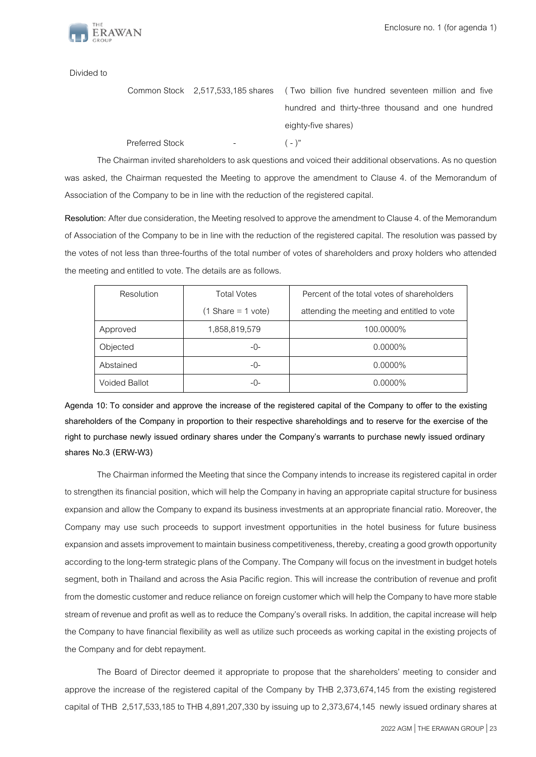Divided to

| | | |
|---|---|---|
| Common Stock | 2,517,533,185 shares | ( Two billion five hundred seventeen million and five hundred and thirty-three thousand and one hundred eighty-five shares) |
| Preferred Stock | - | ( - )" |

The Chairman invited shareholders to ask questions and voiced their additional observations. As no question was asked, the Chairman requested the Meeting to approve the amendment to Clause 4. of the Memorandum of Association of the Company to be in line with the reduction of the registered capital.

**Resolution:** After due consideration, the Meeting resolved to approve the amendment to Clause 4. of the Memorandum of Association of the Company to be in line with the reduction of the registered capital. The resolution was passed by the votes of not less than three-fourths of the total number of votes of shareholders and proxy holders who attended the meeting and entitled to vote. The details are as follows.

| Resolution | Total Votes (1 Share = 1 vote) | Percent of the total votes of shareholders attending the meeting and entitled to vote |
|---|---|---|
| Approved | 1,858,819,579 | 100.0000% |
| Objected | -0- | 0.0000% |
| Abstained | -0- | 0.0000% |
| Voided Ballot | -0- | 0.0000% |

**Agenda 10: To consider and approve the increase of the registered capital of the Company to offer to the existing shareholders of the Company in proportion to their respective shareholdings and to reserve for the exercise of the right to purchase newly issued ordinary shares under the Company's warrants to purchase newly issued ordinary shares No.3 (ERW-W3)**

The Chairman informed the Meeting that since the Company intends to increase its registered capital in order to strengthen its financial position, which will help the Company in having an appropriate capital structure for business expansion and allow the Company to expand its business investments at an appropriate financial ratio. Moreover, the Company may use such proceeds to support investment opportunities in the hotel business for future business expansion and assets improvement to maintain business competitiveness, thereby, creating a good growth opportunity according to the long-term strategic plans of the Company. The Company will focus on the investment in budget hotels segment, both in Thailand and across the Asia Pacific region. This will increase the contribution of revenue and profit from the domestic customer and reduce reliance on foreign customer which will help the Company to have more stable stream of revenue and profit as well as to reduce the Company's overall risks. In addition, the capital increase will help the Company to have financial flexibility as well as utilize such proceeds as working capital in the existing projects of the Company and for debt repayment.

The Board of Director deemed it appropriate to propose that the shareholders' meeting to consider and approve the increase of the registered capital of the Company by THB 2,373,674,145 from the existing registered capital of THB 2,517,533,185 to THB 4,891,207,330 by issuing up to 2,373,674,145 newly issued ordinary shares at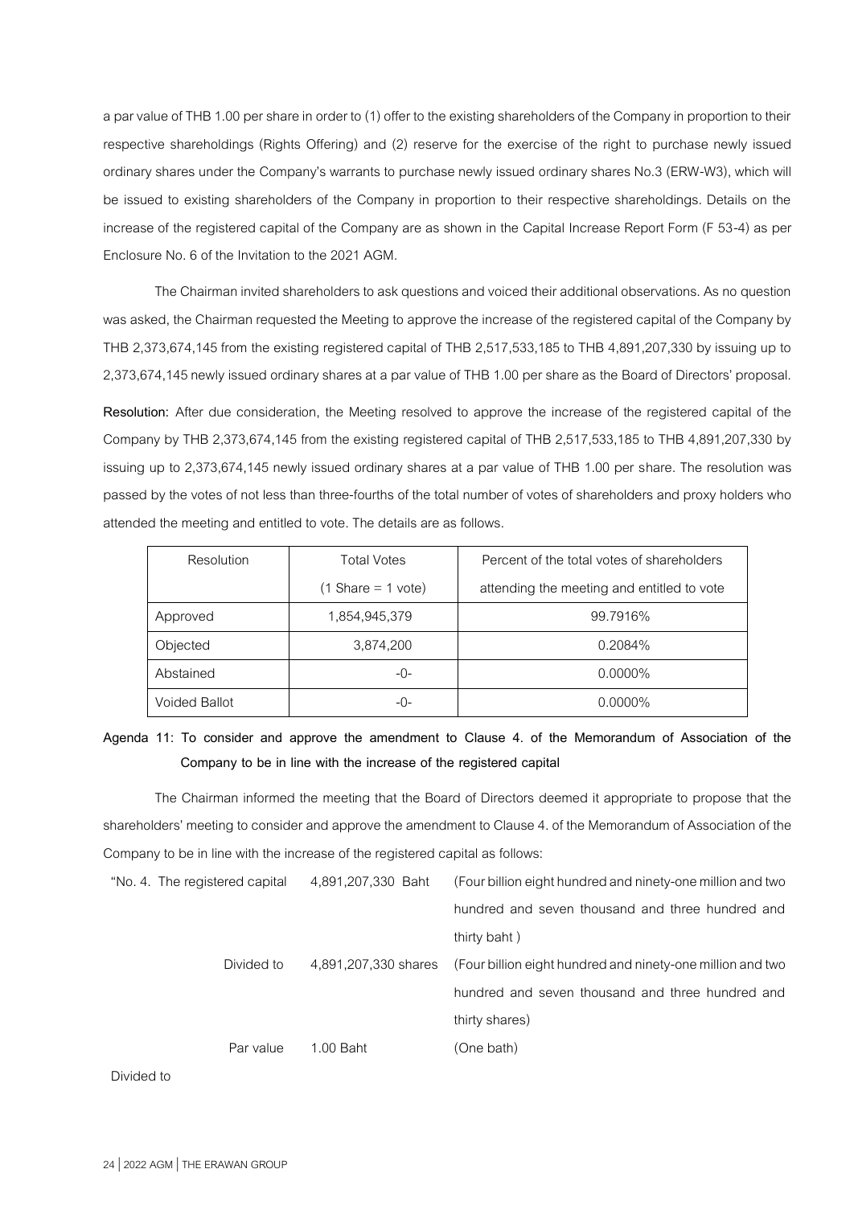a par value of THB 1.00 per share in order to (1) offer to the existing shareholders of the Company in proportion to their respective shareholdings (Rights Offering) and (2) reserve for the exercise of the right to purchase newly issued ordinary shares under the Company's warrants to purchase newly issued ordinary shares No.3 (ERW-W3), which will be issued to existing shareholders of the Company in proportion to their respective shareholdings. Details on the increase of the registered capital of the Company are as shown in the Capital Increase Report Form (F 53-4) as per Enclosure No. 6 of the Invitation to the 2021 AGM.

The Chairman invited shareholders to ask questions and voiced their additional observations. As no question was asked, the Chairman requested the Meeting to approve the increase of the registered capital of the Company by THB 2,373,674,145 from the existing registered capital of THB 2,517,533,185 to THB 4,891,207,330 by issuing up to 2,373,674,145 newly issued ordinary shares at a par value of THB 1.00 per share as the Board of Directors' proposal.

**Resolution:** After due consideration, the Meeting resolved to approve the increase of the registered capital of the Company by THB 2,373,674,145 from the existing registered capital of THB 2,517,533,185 to THB 4,891,207,330 by issuing up to 2,373,674,145 newly issued ordinary shares at a par value of THB 1.00 per share. The resolution was passed by the votes of not less than three-fourths of the total number of votes of shareholders and proxy holders who attended the meeting and entitled to vote. The details are as follows.

| Resolution | Total Votes (1 Share = 1 vote) | Percent of the total votes of shareholders attending the meeting and entitled to vote |
|---|---|---|
| Approved | 1,854,945,379 | 99.7916% |
| Objected | 3,874,200 | 0.2084% |
| Abstained | -0- | 0.0000% |
| Voided Ballot | -0- | 0.0000% |

**Agenda 11: To consider and approve the amendment to Clause 4. of the Memorandum of Association of the Company to be in line with the increase of the registered capital**

The Chairman informed the meeting that the Board of Directors deemed it appropriate to propose that the shareholders' meeting to consider and approve the amendment to Clause 4. of the Memorandum of Association of the Company to be in line with the increase of the registered capital as follows:

| | | |
|---|---|---|
| "No. 4. The registered capital | 4,891,207,330 Baht | (Four billion eight hundred and ninety-one million and two hundred and seven thousand and three hundred and thirty baht ) |
| Divided to | 4,891,207,330 shares | (Four billion eight hundred and ninety-one million and two hundred and seven thousand and three hundred and thirty shares) |
| Par value | 1.00 Baht | (One bath) |

Divided to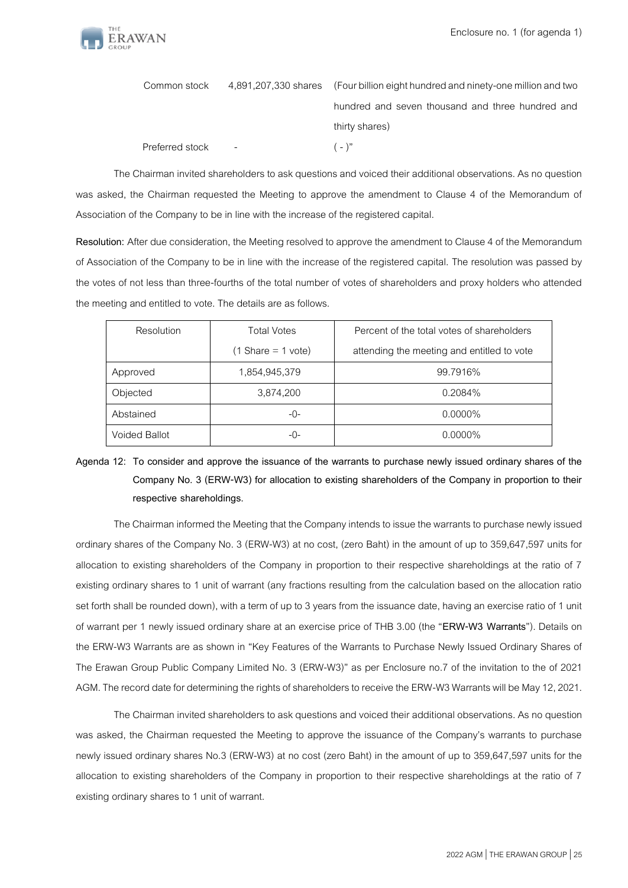| Common stock | 4,891,207,330 shares | (Four billion eight hundred and ninety-one million and two hundred and seven thousand and three hundred and thirty shares) |
|---|---|---|
| Preferred stock | - | ( - )" |

The Chairman invited shareholders to ask questions and voiced their additional observations. As no question was asked, the Chairman requested the Meeting to approve the amendment to Clause 4 of the Memorandum of Association of the Company to be in line with the increase of the registered capital.

**Resolution:** After due consideration, the Meeting resolved to approve the amendment to Clause 4 of the Memorandum of Association of the Company to be in line with the increase of the registered capital. The resolution was passed by the votes of not less than three-fourths of the total number of votes of shareholders and proxy holders who attended the meeting and entitled to vote. The details are as follows.

| Resolution | Total Votes (1 Share = 1 vote) | Percent of the total votes of shareholders attending the meeting and entitled to vote |
|---|---|---|
| Approved | 1,854,945,379 | 99.7916% |
| Objected | 3,874,200 | 0.2084% |
| Abstained | -0- | 0.0000% |
| Voided Ballot | -0- | 0.0000% |

**Agenda 12: To consider and approve the issuance of the warrants to purchase newly issued ordinary shares of the Company No. 3 (ERW-W3) for allocation to existing shareholders of the Company in proportion to their respective shareholdings.**

The Chairman informed the Meeting that the Company intends to issue the warrants to purchase newly issued ordinary shares of the Company No. 3 (ERW-W3) at no cost, (zero Baht) in the amount of up to 359,647,597 units for allocation to existing shareholders of the Company in proportion to their respective shareholdings at the ratio of 7 existing ordinary shares to 1 unit of warrant (any fractions resulting from the calculation based on the allocation ratio set forth shall be rounded down), with a term of up to 3 years from the issuance date, having an exercise ratio of 1 unit of warrant per 1 newly issued ordinary share at an exercise price of THB 3.00 (the "**ERW-W3 Warrants**"). Details on the ERW-W3 Warrants are as shown in "Key Features of the Warrants to Purchase Newly Issued Ordinary Shares of The Erawan Group Public Company Limited No. 3 (ERW-W3)" as per Enclosure no.7 of the invitation to the of 2021 AGM. The record date for determining the rights of shareholders to receive the ERW-W3 Warrants will be May 12, 2021.

The Chairman invited shareholders to ask questions and voiced their additional observations. As no question was asked, the Chairman requested the Meeting to approve the issuance of the Company's warrants to purchase newly issued ordinary shares No.3 (ERW-W3) at no cost (zero Baht) in the amount of up to 359,647,597 units for the allocation to existing shareholders of the Company in proportion to their respective shareholdings at the ratio of 7 existing ordinary shares to 1 unit of warrant.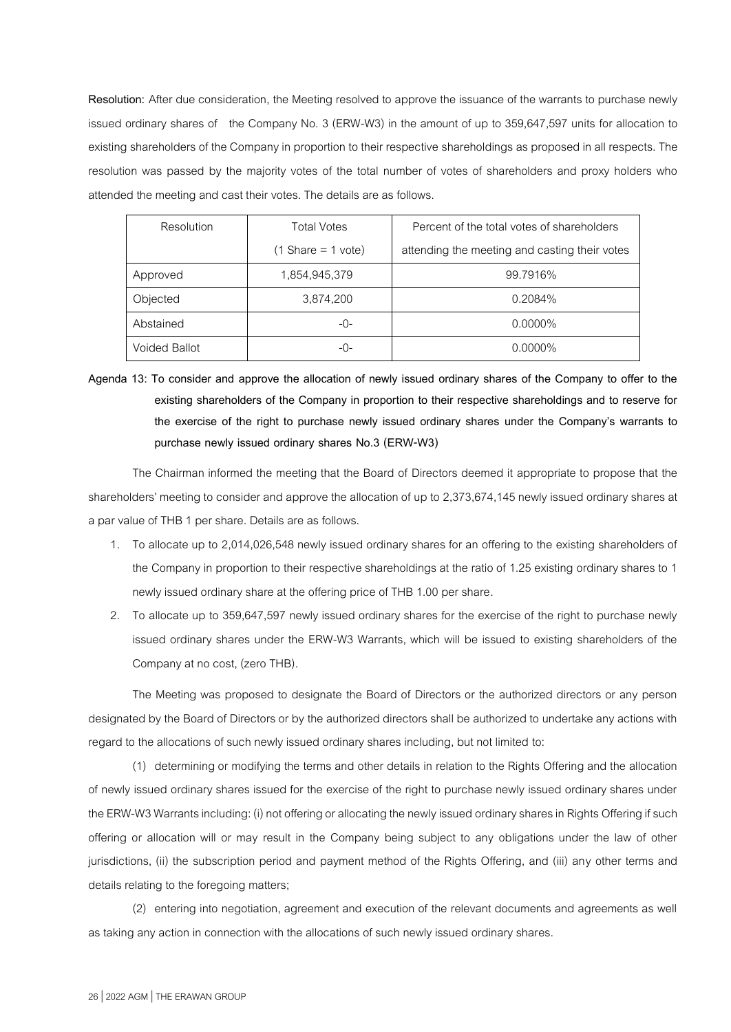**Resolution:** After due consideration, the Meeting resolved to approve the issuance of the warrants to purchase newly issued ordinary shares of the Company No. 3 (ERW-W3) in the amount of up to 359,647,597 units for allocation to existing shareholders of the Company in proportion to their respective shareholdings as proposed in all respects. The resolution was passed by the majority votes of the total number of votes of shareholders and proxy holders who attended the meeting and cast their votes. The details are as follows.

| Resolution | Total Votes (1 Share = 1 vote) | Percent of the total votes of shareholders attending the meeting and casting their votes |
|---|---|---|
| Approved | 1,854,945,379 | 99.7916% |
| Objected | 3,874,200 | 0.2084% |
| Abstained | -0- | 0.0000% |
| Voided Ballot | -0- | 0.0000% |

**Agenda 13: To consider and approve the allocation of newly issued ordinary shares of the Company to offer to the existing shareholders of the Company in proportion to their respective shareholdings and to reserve for the exercise of the right to purchase newly issued ordinary shares under the Company's warrants to purchase newly issued ordinary shares No.3 (ERW-W3)**

The Chairman informed the meeting that the Board of Directors deemed it appropriate to propose that the shareholders' meeting to consider and approve the allocation of up to 2,373,674,145 newly issued ordinary shares at a par value of THB 1 per share. Details are as follows.

1. To allocate up to 2,014,026,548 newly issued ordinary shares for an offering to the existing shareholders of the Company in proportion to their respective shareholdings at the ratio of 1.25 existing ordinary shares to 1 newly issued ordinary share at the offering price of THB 1.00 per share.
2. To allocate up to 359,647,597 newly issued ordinary shares for the exercise of the right to purchase newly issued ordinary shares under the ERW-W3 Warrants, which will be issued to existing shareholders of the Company at no cost, (zero THB).

The Meeting was proposed to designate the Board of Directors or the authorized directors or any person designated by the Board of Directors or by the authorized directors shall be authorized to undertake any actions with regard to the allocations of such newly issued ordinary shares including, but not limited to:

(1) determining or modifying the terms and other details in relation to the Rights Offering and the allocation of newly issued ordinary shares issued for the exercise of the right to purchase newly issued ordinary shares under the ERW-W3 Warrants including: (i) not offering or allocating the newly issued ordinary shares in Rights Offering if such offering or allocation will or may result in the Company being subject to any obligations under the law of other jurisdictions, (ii) the subscription period and payment method of the Rights Offering, and (iii) any other terms and details relating to the foregoing matters;

(2) entering into negotiation, agreement and execution of the relevant documents and agreements as well as taking any action in connection with the allocations of such newly issued ordinary shares.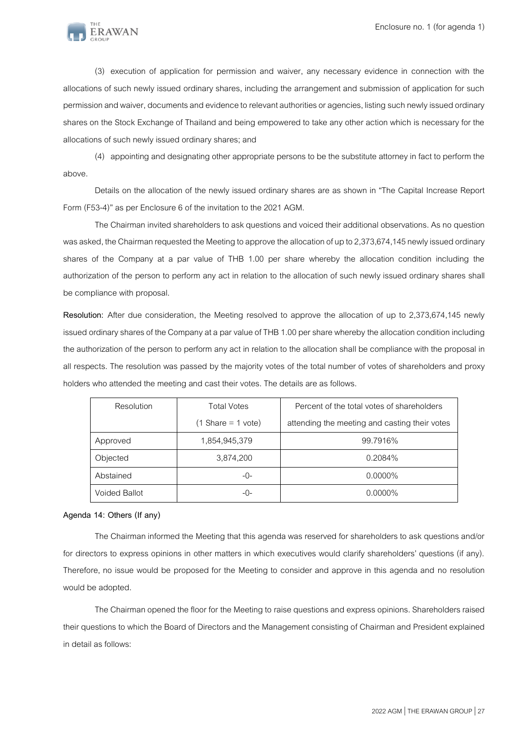(3) execution of application for permission and waiver, any necessary evidence in connection with the allocations of such newly issued ordinary shares, including the arrangement and submission of application for such permission and waiver, documents and evidence to relevant authorities or agencies, listing such newly issued ordinary shares on the Stock Exchange of Thailand and being empowered to take any other action which is necessary for the allocations of such newly issued ordinary shares; and

(4) appointing and designating other appropriate persons to be the substitute attorney in fact to perform the above.

Details on the allocation of the newly issued ordinary shares are as shown in "The Capital Increase Report Form (F53-4)" as per Enclosure 6 of the invitation to the 2021 AGM.

The Chairman invited shareholders to ask questions and voiced their additional observations. As no question was asked, the Chairman requested the Meeting to approve the allocation of up to 2,373,674,145 newly issued ordinary shares of the Company at a par value of THB 1.00 per share whereby the allocation condition including the authorization of the person to perform any act in relation to the allocation of such newly issued ordinary shares shall be compliance with proposal.

**Resolution:** After due consideration, the Meeting resolved to approve the allocation of up to 2,373,674,145 newly issued ordinary shares of the Company at a par value of THB 1.00 per share whereby the allocation condition including the authorization of the person to perform any act in relation to the allocation shall be compliance with the proposal in all respects. The resolution was passed by the majority votes of the total number of votes of shareholders and proxy holders who attended the meeting and cast their votes. The details are as follows.

| Resolution | Total Votes (1 Share = 1 vote) | Percent of the total votes of shareholders attending the meeting and casting their votes |
|---|---|---|
| Approved | 1,854,945,379 | 99.7916% |
| Objected | 3,874,200 | 0.2084% |
| Abstained | -0- | 0.0000% |
| Voided Ballot | -0- | 0.0000% |

**Agenda 14: Others (If any)**

The Chairman informed the Meeting that this agenda was reserved for shareholders to ask questions and/or for directors to express opinions in other matters in which executives would clarify shareholders' questions (if any). Therefore, no issue would be proposed for the Meeting to consider and approve in this agenda and no resolution would be adopted.

The Chairman opened the floor for the Meeting to raise questions and express opinions. Shareholders raised their questions to which the Board of Directors and the Management consisting of Chairman and President explained in detail as follows: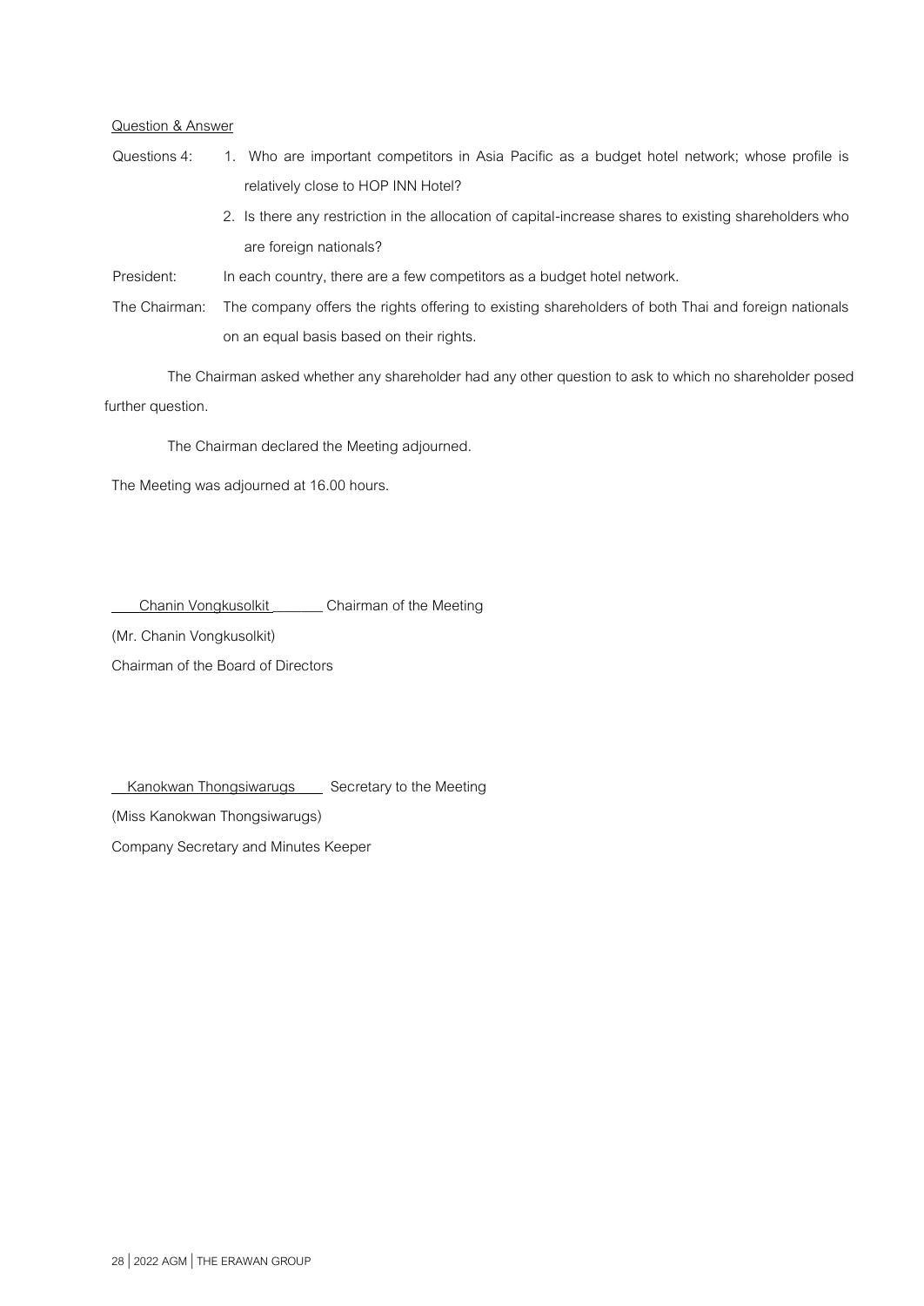<u>Question & Answer</u>

Questions 4:
1. Who are important competitors in Asia Pacific as a budget hotel network; whose profile is relatively close to HOP INN Hotel?
2. Is there any restriction in the allocation of capital-increase shares to existing shareholders who are foreign nationals?

President: In each country, there are a few competitors as a budget hotel network.

The Chairman: The company offers the rights offering to existing shareholders of both Thai and foreign nationals on an equal basis based on their rights.

The Chairman asked whether any shareholder had any other question to ask to which no shareholder posed further question.

The Chairman declared the Meeting adjourned.

The Meeting was adjourned at 16.00 hours.

Chanin Vongkusolkit Chairman of the Meeting

(Mr. Chanin Vongkusolkit)

Chairman of the Board of Directors

Kanokwan Thongsiwarugs Secretary to the Meeting

(Miss Kanokwan Thongsiwarugs)

Company Secretary and Minutes Keeper